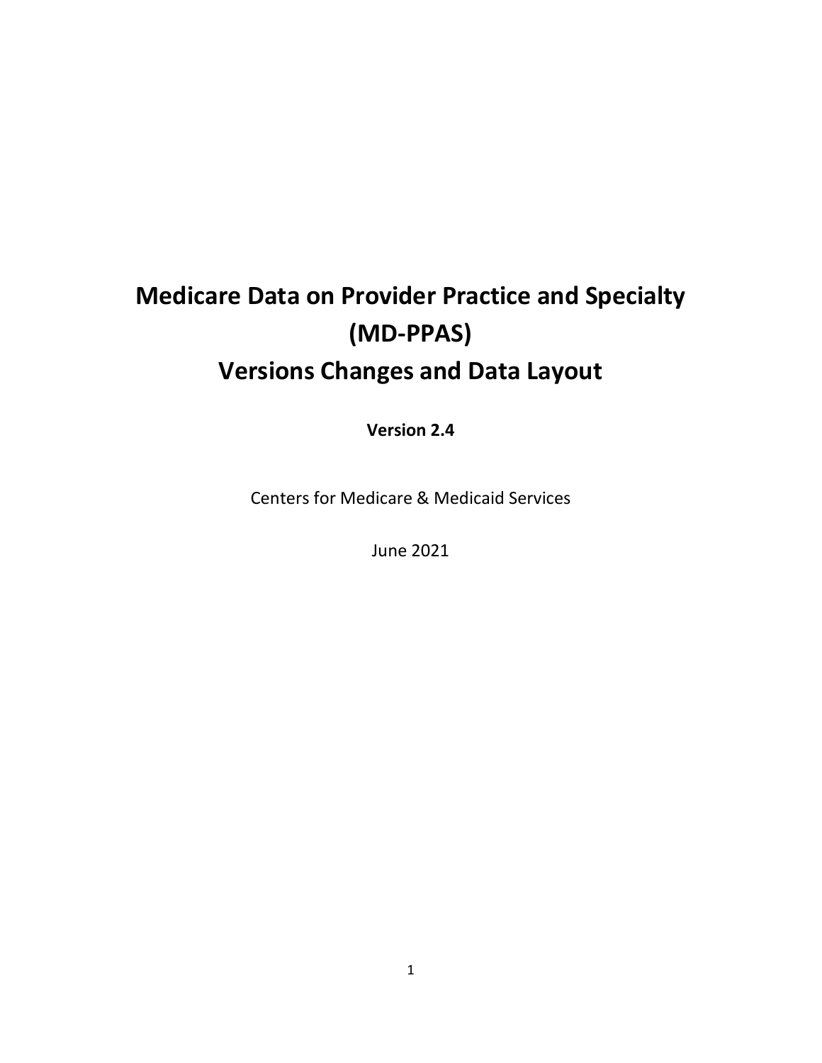# Medicare Data on Provider Practice and Specialty (MD-PPAS) Versions Changes and Data Layout

**Version 2.4**

Centers for Medicare & Medicaid Services

June 2021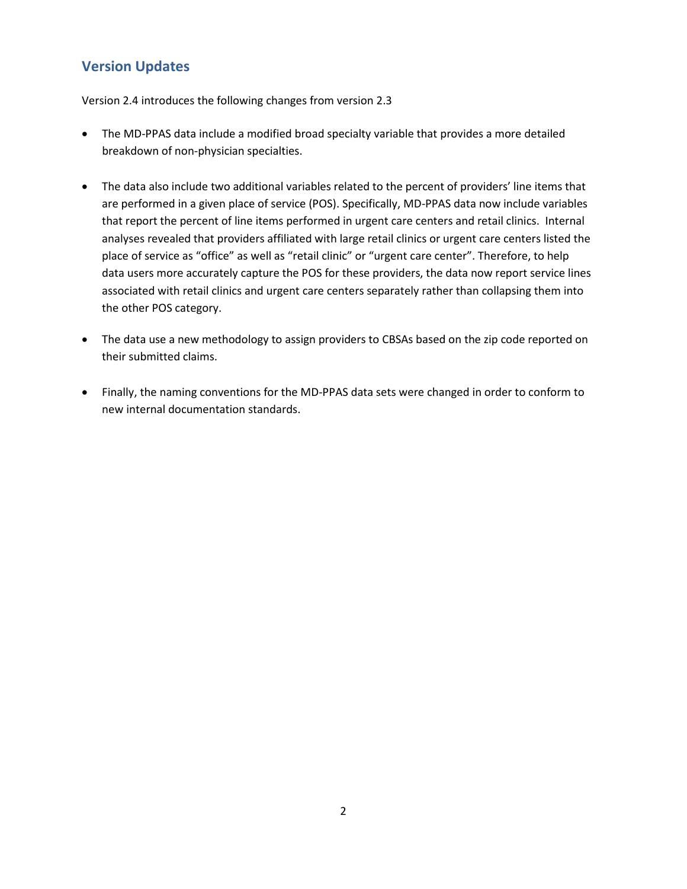## Version Updates

Version 2.4 introduces the following changes from version 2.3

- The MD-PPAS data include a modified broad specialty variable that provides a more detailed breakdown of non-physician specialties.

- The data also include two additional variables related to the percent of providers' line items that are performed in a given place of service (POS). Specifically, MD-PPAS data now include variables that report the percent of line items performed in urgent care centers and retail clinics. Internal analyses revealed that providers affiliated with large retail clinics or urgent care centers listed the place of service as "office" as well as "retail clinic" or "urgent care center". Therefore, to help data users more accurately capture the POS for these providers, the data now report service lines associated with retail clinics and urgent care centers separately rather than collapsing them into the other POS category.

- The data use a new methodology to assign providers to CBSAs based on the zip code reported on their submitted claims.

- Finally, the naming conventions for the MD-PPAS data sets were changed in order to conform to new internal documentation standards.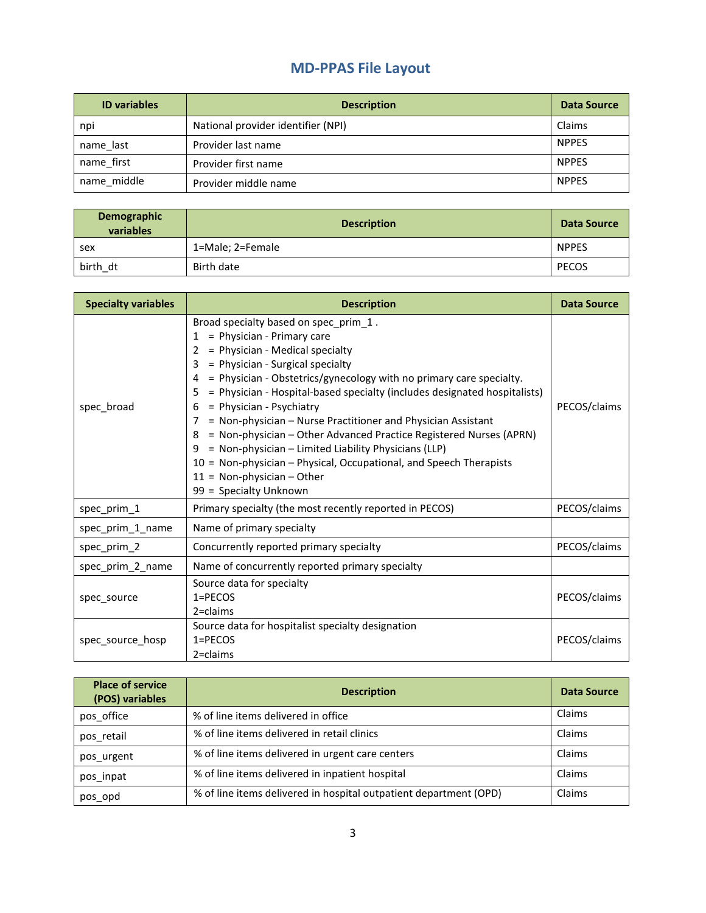# MD-PPAS File Layout

| ID variables | Description | Data Source |
| --- | --- | --- |
| npi | National provider identifier (NPI) | Claims |
| name_last | Provider last name | NPPES |
| name_first | Provider first name | NPPES |
| name_middle | Provider middle name | NPPES |

| Demographic variables | Description | Data Source |
| --- | --- | --- |
| sex | 1=Male; 2=Female | NPPES |
| birth_dt | Birth date | PECOS |

| Specialty variables | Description | Data Source |
| --- | --- | --- |
| spec_broad | Broad specialty based on spec_prim_1 .<br>1 = Physician - Primary care<br>2 = Physician - Medical specialty<br>3 = Physician - Surgical specialty<br>4 = Physician - Obstetrics/gynecology with no primary care specialty.<br>5 = Physician - Hospital-based specialty (includes designated hospitalists)<br>6 = Physician - Psychiatry<br>7 = Non-physician – Nurse Practitioner and Physician Assistant<br>8 = Non-physician – Other Advanced Practice Registered Nurses (APRN)<br>9 = Non-physician – Limited Liability Physicians (LLP)<br>10 = Non-physician – Physical, Occupational, and Speech Therapists<br>11 = Non-physician – Other<br>99 = Specialty Unknown | PECOS/claims |
| spec_prim_1 | Primary specialty (the most recently reported in PECOS) | PECOS/claims |
| spec_prim_1_name | Name of primary specialty | |
| spec_prim_2 | Concurrently reported primary specialty | PECOS/claims |
| spec_prim_2_name | Name of concurrently reported primary specialty | |
| spec_source | Source data for specialty<br>1=PECOS<br>2=claims | PECOS/claims |
| spec_source_hosp | Source data for hospitalist specialty designation<br>1=PECOS<br>2=claims | PECOS/claims |

| Place of service (POS) variables | Description | Data Source |
| --- | --- | --- |
| pos_office | % of line items delivered in office | Claims |
| pos_retail | % of line items delivered in retail clinics | Claims |
| pos_urgent | % of line items delivered in urgent care centers | Claims |
| pos_inpat | % of line items delivered in inpatient hospital | Claims |
| pos_opd | % of line items delivered in hospital outpatient department (OPD) | Claims |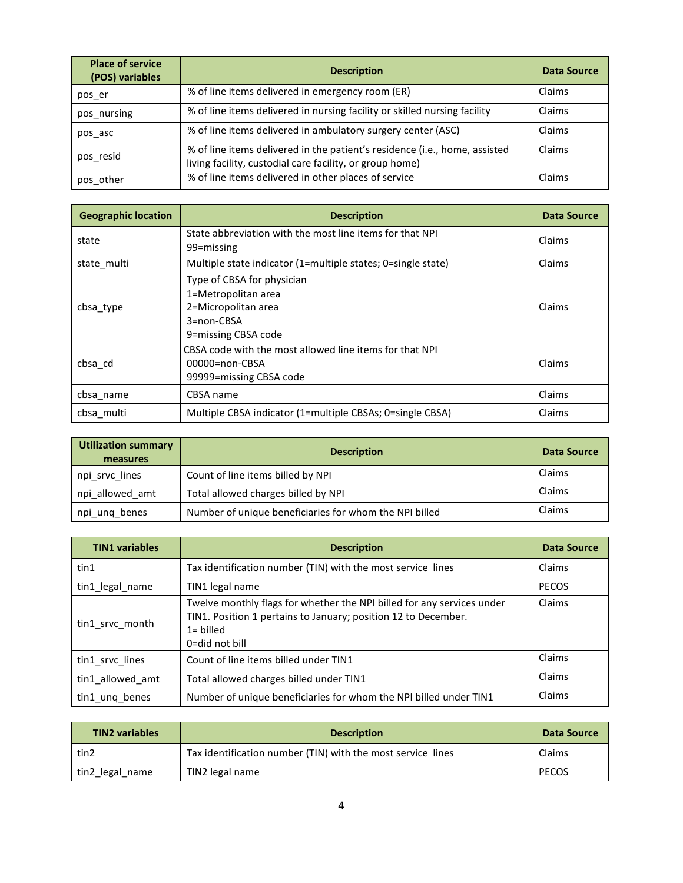| Place of service (POS) variables | Description | Data Source |
|---|---|---|
| pos_er | % of line items delivered in emergency room (ER) | Claims |
| pos_nursing | % of line items delivered in nursing facility or skilled nursing facility | Claims |
| pos_asc | % of line items delivered in ambulatory surgery center (ASC) | Claims |
| pos_resid | % of line items delivered in the patient's residence (i.e., home, assisted living facility, custodial care facility, or group home) | Claims |
| pos_other | % of line items delivered in other places of service | Claims |

| Geographic location | Description | Data Source |
|---|---|---|
| state | State abbreviation with the most line items for that NPI<br>99=missing | Claims |
| state_multi | Multiple state indicator (1=multiple states; 0=single state) | Claims |
| cbsa_type | Type of CBSA for physician<br>1=Metropolitan area<br>2=Micropolitan area<br>3=non-CBSA<br>9=missing CBSA code | Claims |
| cbsa_cd | CBSA code with the most allowed line items for that NPI<br>00000=non-CBSA<br>99999=missing CBSA code | Claims |
| cbsa_name | CBSA name | Claims |
| cbsa_multi | Multiple CBSA indicator (1=multiple CBSAs; 0=single CBSA) | Claims |

| Utilization summary measures | Description | Data Source |
|---|---|---|
| npi_srvc_lines | Count of line items billed by NPI | Claims |
| npi_allowed_amt | Total allowed charges billed by NPI | Claims |
| npi_unq_benes | Number of unique beneficiaries for whom the NPI billed | Claims |

| TIN1 variables | Description | Data Source |
|---|---|---|
| tin1 | Tax identification number (TIN) with the most service lines | Claims |
| tin1_legal_name | TIN1 legal name | PECOS |
| tin1_srvc_month | Twelve monthly flags for whether the NPI billed for any services under TIN1. Position 1 pertains to January; position 12 to December.<br>1= billed<br>0=did not bill | Claims |
| tin1_srvc_lines | Count of line items billed under TIN1 | Claims |
| tin1_allowed_amt | Total allowed charges billed under TIN1 | Claims |
| tin1_unq_benes | Number of unique beneficiaries for whom the NPI billed under TIN1 | Claims |

| TIN2 variables | Description | Data Source |
|---|---|---|
| tin2 | Tax identification number (TIN) with the most service lines | Claims |
| tin2_legal_name | TIN2 legal name | PECOS |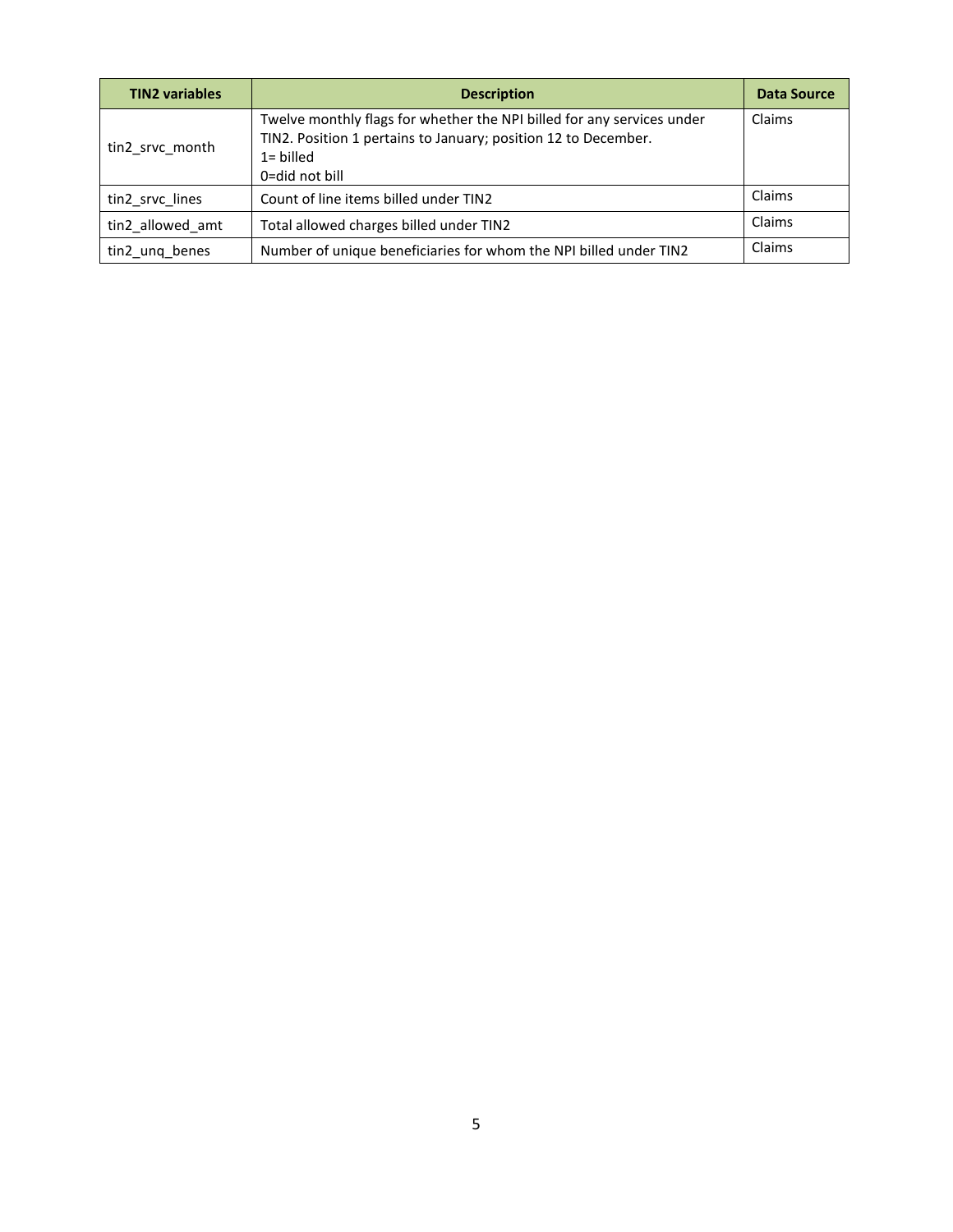| TIN2 variables | Description | Data Source |
|---|---|---|
| tin2_srvc_month | Twelve monthly flags for whether the NPI billed for any services under TIN2. Position 1 pertains to January; position 12 to December.<br>1= billed<br>0=did not bill | Claims |
| tin2_srvc_lines | Count of line items billed under TIN2 | Claims |
| tin2_allowed_amt | Total allowed charges billed under TIN2 | Claims |
| tin2_unq_benes | Number of unique beneficiaries for whom the NPI billed under TIN2 | Claims |